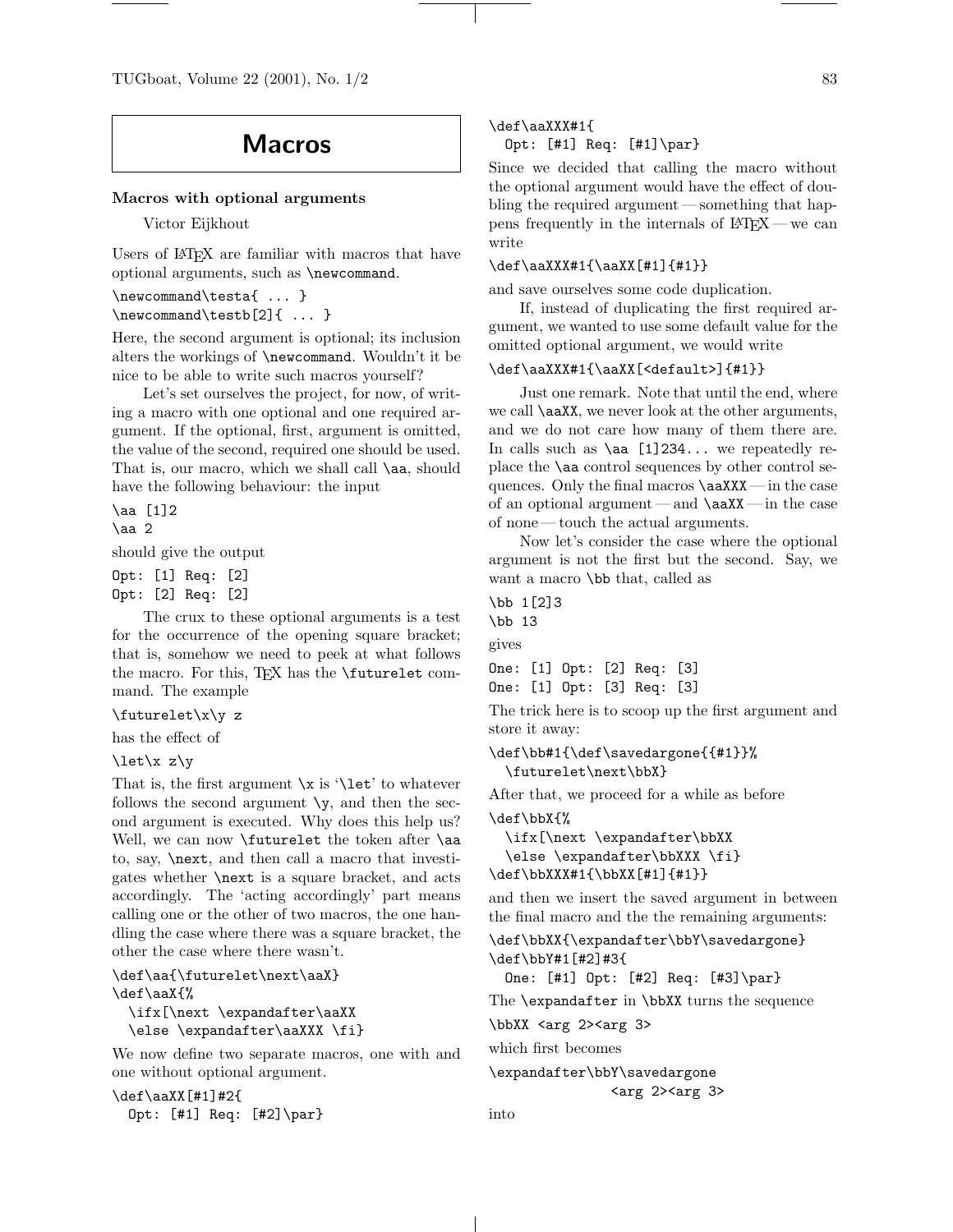# Macros

## Macros with optional arguments

Victor Eijkhout

Users of LaTeX are familiar with macros that have optional arguments, such as `\newcommand`.

```
\newcommand\testa{ ... }
\newcommand\testb[2]{ ... }
```

Here, the second argument is optional; its inclusion alters the workings of `\newcommand`. Wouldn't it be nice to be able to write such macros yourself?

Let's set ourselves the project, for now, of writing a macro with one optional and one required argument. If the optional, first, argument is omitted, the value of the second, required one should be used. That is, our macro, which we shall call `\aa`, should have the following behaviour: the input

```
\aa [1]2
\aa 2
```

should give the output

```
Opt: [1] Req: [2]
Opt: [2] Req: [2]
```

The crux to these optional arguments is a test for the occurrence of the opening square bracket; that is, somehow we need to peek at what follows the macro. For this, TeX has the `\futurelet` command. The example

```
\futurelet\x\y z
```

has the effect of

```
\let\x z\y
```

That is, the first argument `\x` is '`\let`' to whatever follows the second argument `\y`, and then the second argument is executed. Why does this help us? Well, we can now `\futurelet` the token after `\aa` to, say, `\next`, and then call a macro that investigates whether `\next` is a square bracket, and acts accordingly. The 'acting accordingly' part means calling one or the other of two macros, the one handling the case where there was a square bracket, the other the case where there wasn't.

```
\def\aa{\futurelet\next\aaX}
\def\aaX{%
  \ifx[\next \expandafter\aaXX
  \else \expandafter\aaXXX \fi}
```

We now define two separate macros, one with and one without optional argument.

```
\def\aaXX[#1]#2{
  Opt: [#1] Req: [#2]\par}
\def\aaXXX#1{
  Opt: [#1] Req: [#1]\par}
```

Since we decided that calling the macro without the optional argument would have the effect of doubling the required argument — something that happens frequently in the internals of LaTeX — we can write

```
\def\aaXXX#1{\aaXX[#1]{#1}}
```

and save ourselves some code duplication.

If, instead of duplicating the first required argument, we wanted to use some default value for the omitted optional argument, we would write

```
\def\aaXXX#1{\aaXX[<default>]{#1}}
```

Just one remark. Note that until the end, where we call `\aaXX`, we never look at the other arguments, and we do not care how many of them there are. In calls such as `\aa [1]234...` we repeatedly replace the `\aa` control sequences by other control sequences. Only the final macros `\aaXXX` — in the case of an optional argument — and `\aaXX` — in the case of none — touch the actual arguments.

Now let's consider the case where the optional argument is not the first but the second. Say, we want a macro `\bb` that, called as

```
\bb 1[2]3
\bb 13
```

gives

```
One: [1] Opt: [2] Req: [3]
One: [1] Opt: [3] Req: [3]
```

The trick here is to scoop up the first argument and store it away:

```
\def\bb#1{\def\savedargone{{#1}}%
  \futurelet\next\bbX}
```

After that, we proceed for a while as before

```
\def\bbX{%
  \ifx[\next \expandafter\bbXX
  \else \expandafter\bbXXX \fi}
\def\bbXXX#1{\bbXX[#1]{#1}}
```

and then we insert the saved argument in between the final macro and the the remaining arguments:

```
\def\bbXX{\expandafter\bbY\savedargone}
\def\bbY#1[#2]#3{
  One: [#1] Opt: [#2] Req: [#3]\par}
```

The `\expandafter` in `\bbXX` turns the sequence

```
\bbXX <arg 2><arg 3>
```

which first becomes

```
\expandafter\bbY\savedargone
              <arg 2><arg 3>
```

into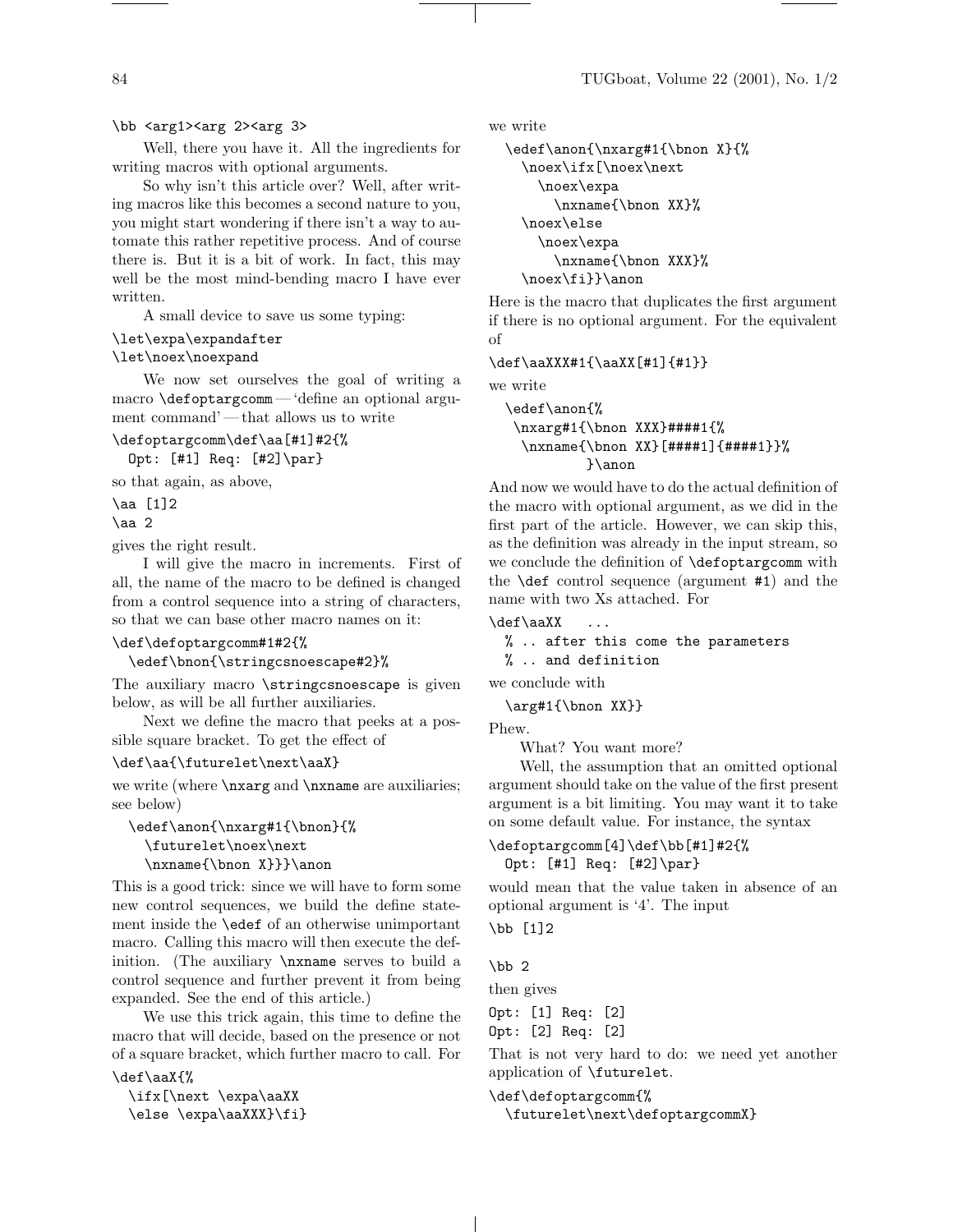```
\bb <arg1><arg 2><arg 3>
```

Well, there you have it. All the ingredients for writing macros with optional arguments.

So why isn't this article over? Well, after writing macros like this becomes a second nature to you, you might start wondering if there isn't a way to automate this rather repetitive process. And of course there is. But it is a bit of work. In fact, this may well be the most mind-bending macro I have ever written.

A small device to save us some typing:

```
\let\expa\expandafter
\let\noex\noexpand
```

We now set ourselves the goal of writing a macro `\defoptargcomm` — 'define an optional argument command' — that allows us to write

```
\defoptargcomm\def\aa[#1]#2{%
  Opt: [#1] Req: [#2]\par}
```

so that again, as above,

```
\aa [1]2
\aa 2
```

gives the right result.

I will give the macro in increments. First of all, the name of the macro to be defined is changed from a control sequence into a string of characters, so that we can base other macro names on it:

```
\def\defoptargcomm#1#2{%
  \edef\bnon{\stringcsnoescape#2}%
```

The auxiliary macro `\stringcsnoescape` is given below, as will be all further auxiliaries.

Next we define the macro that peeks at a possible square bracket. To get the effect of

```
\def\aa{\futurelet\next\aaX}
```

we write (where `\nxarg` and `\nxname` are auxiliaries; see below)

```
  \edef\anon{\nxarg#1{\bnon}{%
    \futurelet\noex\next
    \nxname{\bnon X}}}\anon
```

This is a good trick: since we will have to form some new control sequences, we build the define statement inside the `\edef` of an otherwise unimportant macro. Calling this macro will then execute the definition. (The auxiliary `\nxname` serves to build a control sequence and further prevent it from being expanded. See the end of this article.)

We use this trick again, this time to define the macro that will decide, based on the presence or not of a square bracket, which further macro to call. For

```
\def\aaX{%
  \ifx[\next \expa\aaXX
  \else \expa\aaXXX}\fi}
```

we write

```
  \edef\anon{\nxarg#1{\bnon X}{%
    \noex\ifx[\noex\next
      \noex\expa
        \nxname{\bnon XX}%
    \noex\else
      \noex\expa
        \nxname{\bnon XXX}%
    \noex\fi}}\anon
```

Here is the macro that duplicates the first argument if there is no optional argument. For the equivalent of

```
\def\aaXXX#1{\aaXX[#1]{#1}}
```

we write

```
  \edef\anon{%
   \nxarg#1{\bnon XXX}####1{%
    \nxname{\bnon XX}[####1]{####1}}%
          }\anon
```

And now we would have to do the actual definition of the macro with optional argument, as we did in the first part of the article. However, we can skip this, as the definition was already in the input stream, so we conclude the definition of `\defoptargcomm` with the `\def` control sequence (argument `#1`) and the name with two Xs attached. For

```
\def\aaXX   ...
  % .. after this come the parameters
  % .. and definition
```

we conclude with

```
  \arg#1{\bnon XX}}
```

Phew.

What? You want more?

Well, the assumption that an omitted optional argument should take on the value of the first present argument is a bit limiting. You may want it to take on some default value. For instance, the syntax

```
\defoptargcomm[4]\def\bb[#1]#2{%
  Opt: [#1] Req: [#2]\par}
```

would mean that the value taken in absence of an optional argument is '4'. The input

```
\bb [1]2

\bb 2
```

then gives

```
Opt: [1] Req: [2]
Opt: [2] Req: [2]
```

That is not very hard to do: we need yet another application of `\futurelet`.

```
\def\defoptargcomm{%
  \futurelet\next\defoptargcommX}
```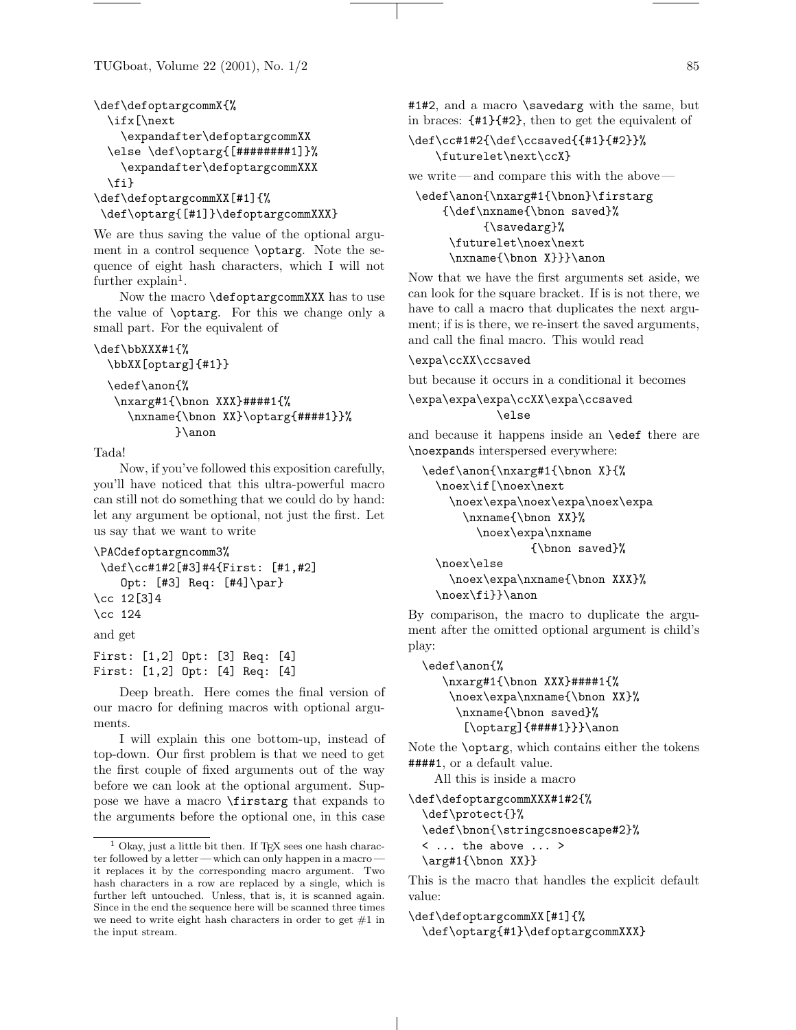```
\def\defoptargcommX{%
  \ifx[\next
    \expandafter\defoptargcommXX
  \else \def\optarg{[########1]}%
    \expandafter\defoptargcommXXX
  \fi}
\def\defoptargcommXX[#1]{%
 \def\optarg{[#1]}\defoptargcommXXX}
```

We are thus saving the value of the optional argument in a control sequence `\optarg`. Note the sequence of eight hash characters, which I will not further explain[1].

Now the macro `\defoptargcommXXX` has to use the value of `\optarg`. For this we change only a small part. For the equivalent of

```
\def\bbXXX#1{%
  \bbXX[optarg]{#1}}
```

```
  \edef\anon{%
   \nxarg#1{\bnon XXX}####1{%
     \nxname{\bnon XX}\optarg{####1}}%
           }\anon
```

Tada!

Now, if you've followed this exposition carefully, you'll have noticed that this ultra-powerful macro can still not do something that we could do by hand: let any argument be optional, not just the first. Let us say that we want to write

```
\PACdefoptargncomm3%
 \def\cc#1#2[#3]#4{First: [#1,#2]
    Opt: [#3] Req: [#4]\par}
\cc 12[3]4
\cc 124
```

and get

```
First: [1,2] Opt: [3] Req: [4]
First: [1,2] Opt: [4] Req: [4]
```

Deep breath. Here comes the final version of our macro for defining macros with optional arguments.

I will explain this one bottom-up, instead of top-down. Our first problem is that we need to get the first couple of fixed arguments out of the way before we can look at the optional argument. Suppose we have a macro `\firstarg` that expands to the arguments before the optional one, in this case `#1#2`, and a macro `\savedarg` with the same, but in braces: `{#1}{#2}`, then to get the equivalent of

```
\def\cc#1#2{\def\ccsaved{{#1}{#2}}%
    \futurelet\next\ccX}
```

we write — and compare this with the above —

```
 \edef\anon{\nxarg#1{\bnon}\firstarg
     {\def\nxname{\bnon saved}%
          {\savedarg}%
      \futurelet\noex\next
      \nxname{\bnon X}}}\anon
```

Now that we have the first arguments set aside, we can look for the square bracket. If is is not there, we have to call a macro that duplicates the next argument; if is is there, we re-insert the saved arguments, and call the final macro. This would read

```
\expa\ccXX\ccsaved
```

but because it occurs in a conditional it becomes

```
\expa\expa\expa\ccXX\expa\ccsaved
            \else
```

and because it happens inside an `\edef` there are `\noexpand`s interspersed everywhere:

```
  \edef\anon{\nxarg#1{\bnon X}{%
    \noex\if[\noex\next
      \noex\expa\noex\expa\noex\expa
        \nxname{\bnon XX}%
          \noex\expa\nxname
                {\bnon saved}%
    \noex\else
      \noex\expa\nxname{\bnon XXX}%
    \noex\fi}}\anon
```

By comparison, the macro to duplicate the argument after the omitted optional argument is child's play:

```
  \edef\anon{%
     \nxarg#1{\bnon XXX}####1{%
      \noex\expa\nxname{\bnon XX}%
       \nxname{\bnon saved}%
        [\optarg]{####1}}}\anon
```

Note the `\optarg`, which contains either the tokens `####1`, or a default value.

All this is inside a macro

```
\def\defoptargcommXXX#1#2{%
  \def\protect{}%
  \edef\bnon{\stringcsnoescape#2}%
  < ... the above ... >
  \arg#1{\bnon XX}}
```

This is the macro that handles the explicit default value:

```
\def\defoptargcommXX[#1]{%
  \def\optarg{#1}\defoptargcommXXX}
```

[1] Okay, just a little bit then. If TEX sees one hash character followed by a letter — which can only happen in a macro — it replaces it by the corresponding macro argument. Two hash characters in a row are replaced by a single, which is further left untouched. Unless, that is, it is scanned again. Since in the end the sequence here will be scanned three times we need to write eight hash characters in order to get #1 in the input stream.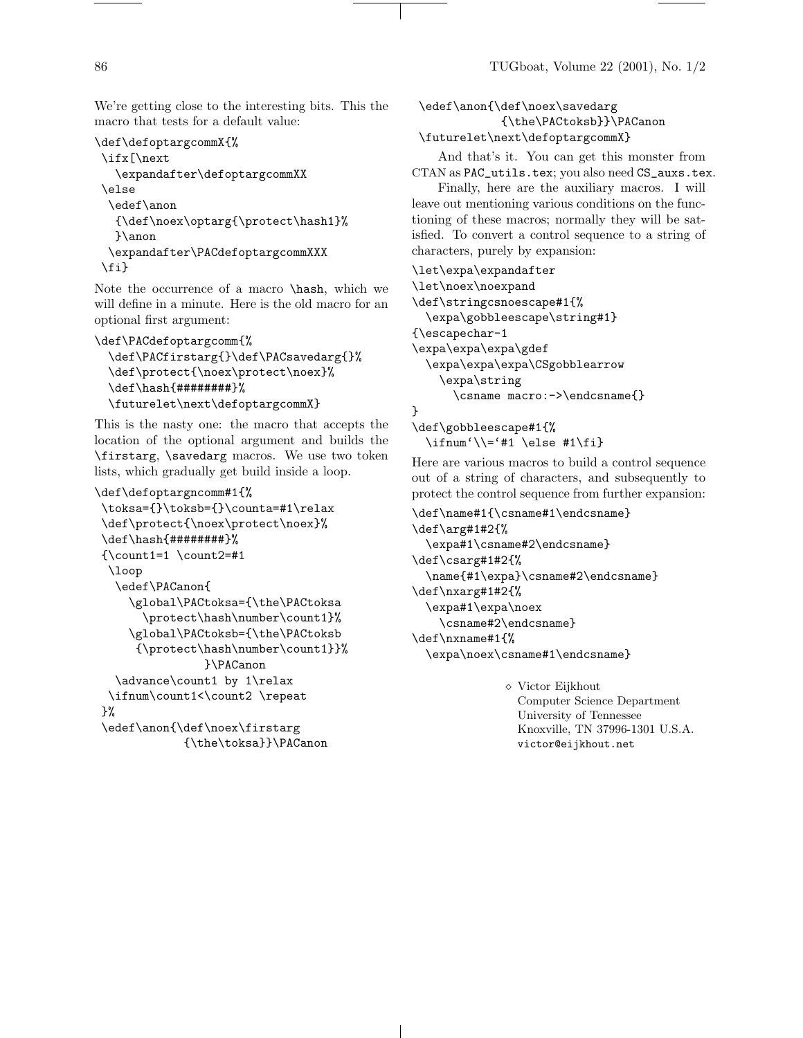We're getting close to the interesting bits. This the macro that tests for a default value:

```
\def\defoptargcommX{%
 \ifx[\next
   \expandafter\defoptargcommXX
 \else
  \edef\anon
   {\def\noex\optarg{\protect\hash1}%
   }\anon
  \expandafter\PACdefoptargcommXXX
 \fi}
```

Note the occurrence of a macro `\hash`, which we will define in a minute. Here is the old macro for an optional first argument:

```
\def\PACdefoptargcomm{%
  \def\PACfirstarg{}\def\PACsavedarg{}%
  \def\protect{\noex\protect\noex}%
  \def\hash{########}%
  \futurelet\next\defoptargcommX}
```

This is the nasty one: the macro that accepts the location of the optional argument and builds the `\firstarg`, `\savedarg` macros. We use two token lists, which gradually get build inside a loop.

```
\def\defoptargncomm#1{%
 \toksa={}\toksb={}\counta=#1\relax
 \def\protect{\noex\protect\noex}%
 \def\hash{########}%
 {\count1=1 \count2=#1
  \loop
   \edef\PACanon{
     \global\PACtoksa={\the\PACtoksa
       \protect\hash\number\count1}%
     \global\PACtoksb={\the\PACtoksb
      {\protect\hash\number\count1}}%
               }\PACanon
   \advance\count1 by 1\relax
  \ifnum\count1<\count2 \repeat
 }%
 \edef\anon{\def\noex\firstarg
            {\the\toksa}}\PACanon
 \edef\anon{\def\noex\savedarg
            {\the\PACtoksb}}\PACanon
 \futurelet\next\defoptargcommX}
```

And that's it. You can get this monster from CTAN as `PAC_utils.tex`; you also need `CS_auxs.tex`.

Finally, here are the auxiliary macros. I will leave out mentioning various conditions on the functioning of these macros; normally they will be satisfied. To convert a control sequence to a string of characters, purely by expansion:

```
\let\expa\expandafter
\let\noex\noexpand
\def\stringcsnoescape#1{%
  \expa\gobbleescape\string#1}
{\escapechar-1
\expa\expa\expa\gdef
  \expa\expa\expa\CSgobblearrow
    \expa\string
      \csname macro:->\endcsname{}
}
\def\gobbleescape#1{%
  \ifnum`\\=`#1 \else #1\fi}
```

Here are various macros to build a control sequence out of a string of characters, and subsequently to protect the control sequence from further expansion:

```
\def\name#1{\csname#1\endcsname}
\def\arg#1#2{%
  \expa#1\csname#2\endcsname}
\def\csarg#1#2{%
  \name{#1\expa}\csname#2\endcsname}
\def\nxarg#1#2{%
  \expa#1\expa\noex
    \csname#2\endcsname}
\def\nxname#1{%
  \expa\noex\csname#1\endcsname}
```

◇ Victor Eijkhout
Computer Science Department
University of Tennessee
Knoxville, TN 37996-1301 U.S.A.
victor@eijkhout.net